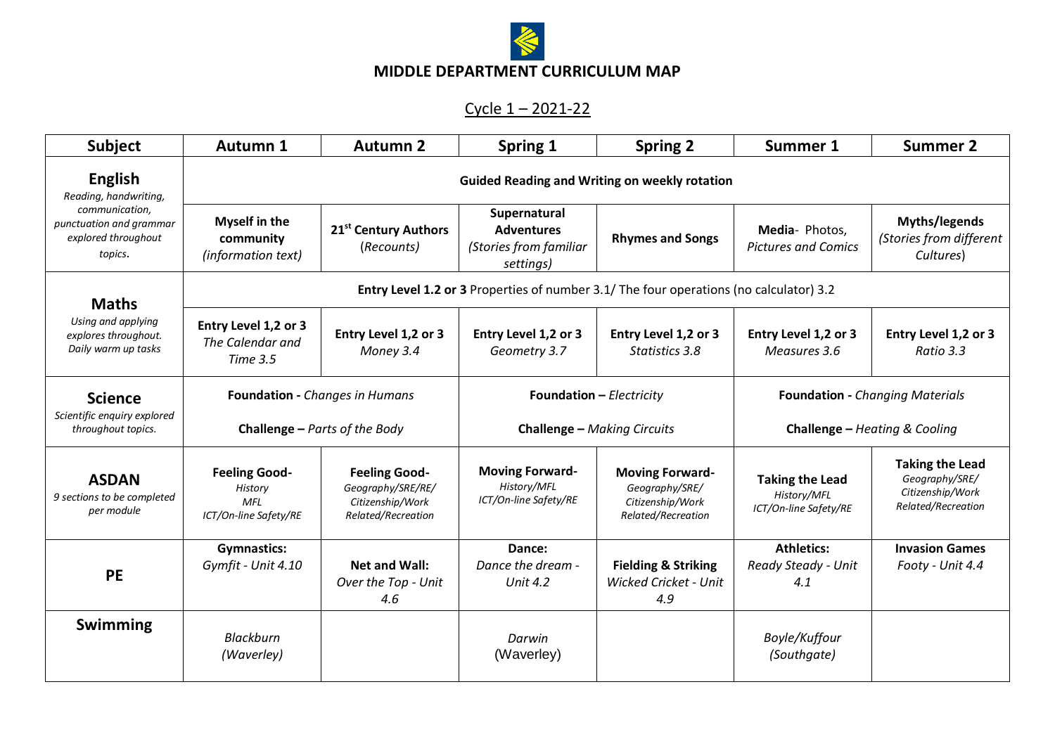# MIDDLE DEPARTMENT CURRICULUM MAP

## Cycle 1 – 2021-22

| Subject | Autumn 1 | Autumn 2 | Spring 1 | Spring 2 | Summer 1 | Summer 2 |
|---|---|---|---|---|---|---|
| **English** *Reading, handwriting, communication, punctuation and grammar explored throughout topics.* | **Guided Reading and Writing on weekly rotation** | | | | | |
| | **Myself in the community** *(information text)* | **21st Century Authors** (*Recounts)* | **Supernatural Adventures** *(Stories from familiar settings)* | **Rhymes and Songs** | **Media**- Photos, *Pictures and Comics* | **Myths/legends** *(Stories from different Cultures*) |
| **Maths** *Using and applying explores throughout. Daily warm up tasks* | **Entry Level 1.2 or 3** Properties of number 3.1/ The four operations (no calculator) 3.2 | | | | | |
| | **Entry Level 1,2 or 3** *The Calendar and Time 3.5* | **Entry Level 1,2 or 3** *Money 3.4* | **Entry Level 1,2 or 3** *Geometry 3.7* | **Entry Level 1,2 or 3** *Statistics 3.8* | **Entry Level 1,2 or 3** *Measures 3.6* | **Entry Level 1,2 or 3** *Ratio 3.3* |
| **Science** *Scientific enquiry explored throughout topics.* | **Foundation -** *Changes in Humans* **Challenge –** *Parts of the Body* | | **Foundation –** *Electricity* **Challenge –** *Making Circuits* | | **Foundation -** *Changing Materials* **Challenge –** *Heating & Cooling* | |
| **ASDAN** *9 sections to be completed per module* | **Feeling Good-** *History MFL ICT/On-line Safety/RE* | **Feeling Good-** *Geography/SRE/RE/ Citizenship/Work Related/Recreation* | **Moving Forward-** *History/MFL ICT/On-line Safety/RE* | **Moving Forward-** *Geography/SRE/ Citizenship/Work Related/Recreation* | **Taking the Lead** *History/MFL ICT/On-line Safety/RE* | **Taking the Lead** *Geography/SRE/ Citizenship/Work Related/Recreation* |
| **PE** | **Gymnastics:** *Gymfit - Unit 4.10* | **Net and Wall:** *Over the Top - Unit 4.6* | **Dance:** *Dance the dream - Unit 4.2* | **Fielding & Striking** *Wicked Cricket - Unit 4.9* | **Athletics:** *Ready Steady - Unit 4.1* | **Invasion Games** *Footy - Unit 4.4* |
| **Swimming** | *Blackburn (Waverley)* | | *Darwin* (Waverley) | | *Boyle/Kuffour (Southgate)* | |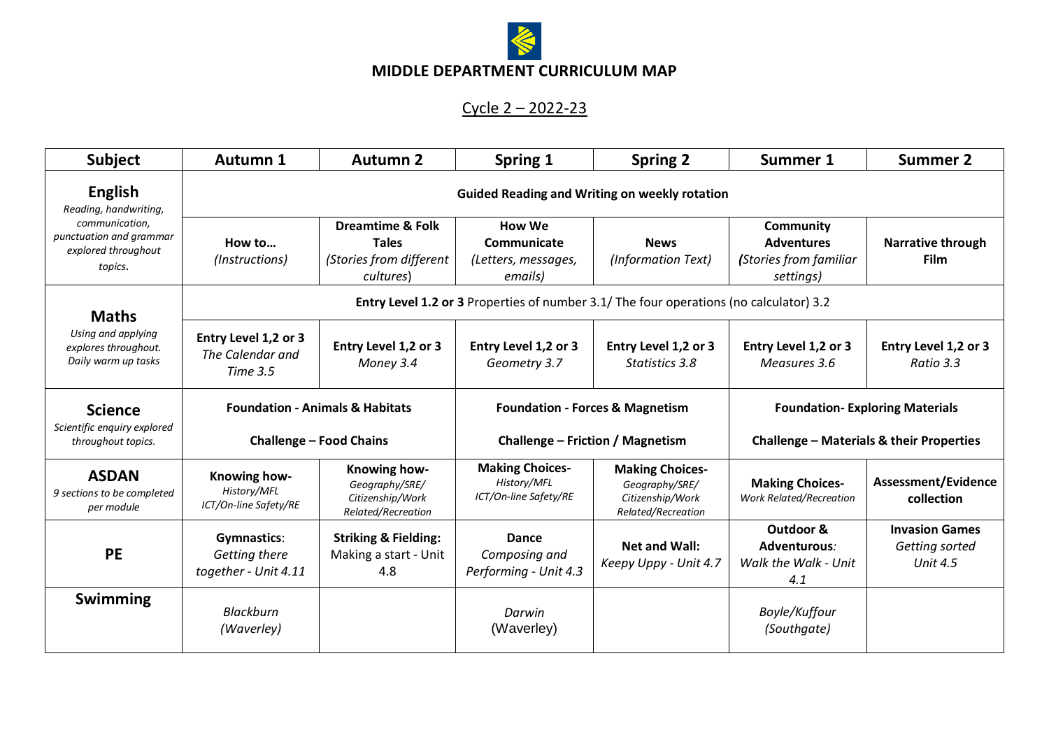# MIDDLE DEPARTMENT CURRICULUM MAP

## Cycle 2 – 2022-23

| Subject | Autumn 1 | Autumn 2 | Spring 1 | Spring 2 | Summer 1 | Summer 2 |
|---|---|---|---|---|---|---|
| **English** *Reading, handwriting, communication, punctuation and grammar explored throughout topics.* | **Guided Reading and Writing on weekly rotation** | | | | | |
| | **How to…** *(Instructions)* | **Dreamtime & Folk Tales** *(Stories from different cultures)* | **How We Communicate** *(Letters, messages, emails)* | **News** *(Information Text)* | **Community Adventures** *(Stories from familiar settings)* | **Narrative through Film** |
| **Maths** *Using and applying explores throughout. Daily warm up tasks* | **Entry Level 1.2 or 3** Properties of number 3.1/ The four operations (no calculator) 3.2 | | | | | |
| | **Entry Level 1,2 or 3** *The Calendar and Time 3.5* | **Entry Level 1,2 or 3** *Money 3.4* | **Entry Level 1,2 or 3** *Geometry 3.7* | **Entry Level 1,2 or 3** *Statistics 3.8* | **Entry Level 1,2 or 3** *Measures 3.6* | **Entry Level 1,2 or 3** *Ratio 3.3* |
| **Science** *Scientific enquiry explored throughout topics.* | **Foundation - Animals & Habitats** **Challenge – Food Chains** | | **Foundation - Forces & Magnetism** **Challenge – Friction / Magnetism** | | **Foundation- Exploring Materials** **Challenge – Materials & their Properties** | |
| **ASDAN** *9 sections to be completed per module* | **Knowing how-** *History/MFL ICT/On-line Safety/RE* | **Knowing how-** *Geography/SRE/ Citizenship/Work Related/Recreation* | **Making Choices-** *History/MFL ICT/On-line Safety/RE* | **Making Choices-** *Geography/SRE/ Citizenship/Work Related/Recreation* | **Making Choices-** *Work Related/Recreation* | **Assessment/Evidence collection** |
| **PE** | **Gymnastics**: *Getting there together - Unit 4.11* | **Striking & Fielding:** Making a start - Unit 4.8 | **Dance** *Composing and Performing - Unit 4.3* | **Net and Wall:** *Keepy Uppy - Unit 4.7* | **Outdoor & Adventurous***:* *Walk the Walk - Unit 4.1* | **Invasion Games** *Getting sorted Unit 4.5* |
| **Swimming** | *Blackburn (Waverley)* | | *Darwin* (Waverley) | | *Boyle/Kuffour (Southgate)* | |